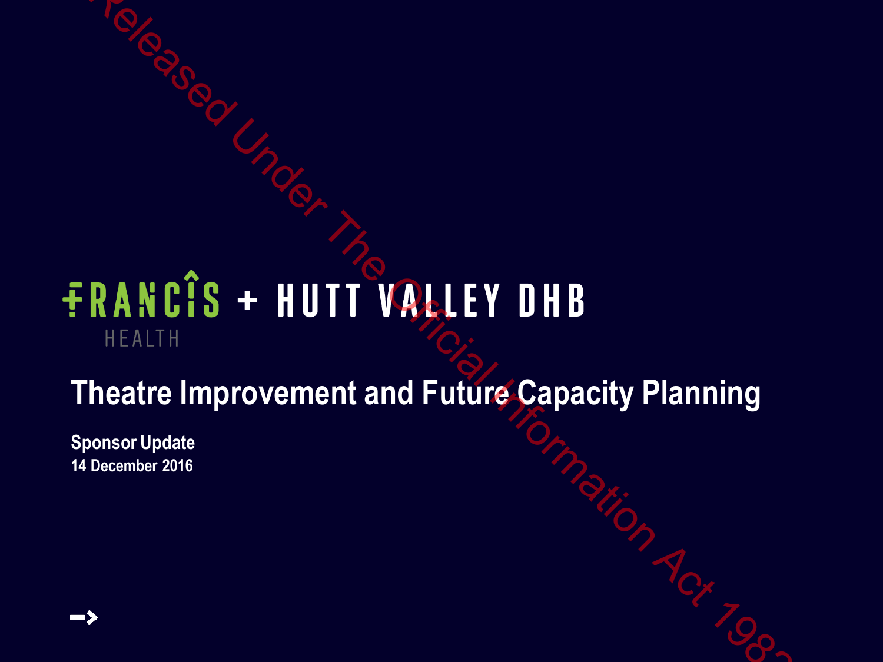FRANCIS HEALTH + HUTT VALLEY DHB

# Theatre Improvement and Future Capacity Planning

**Sponsor Update**
**14 December 2016**

Released Under The Official Information Act 1982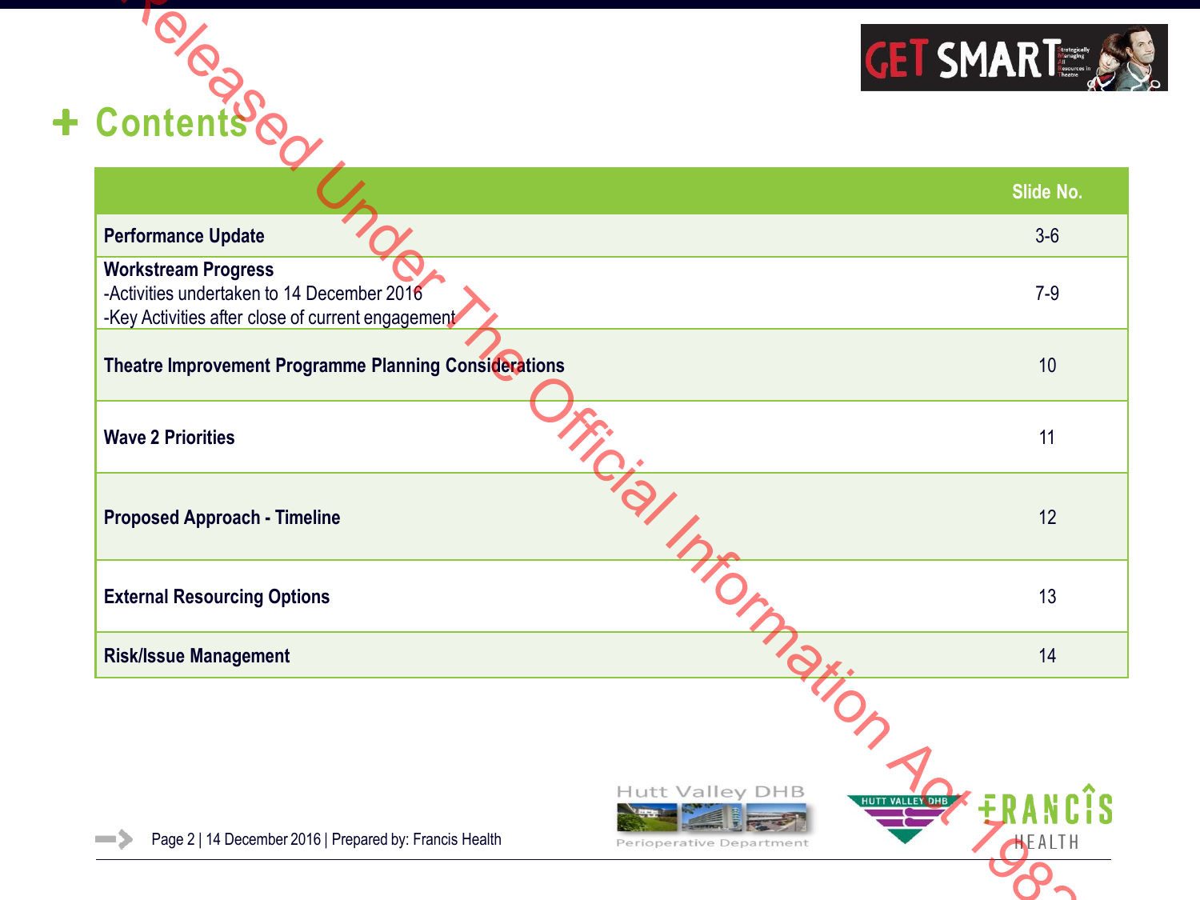# Contents

| | Slide No. |
|---|---|
| **Performance Update** | 3-6 |
| **Workstream Progress**<br>-Activities undertaken to 14 December 2016<br>-Key Activities after close of current engagement | 7-9 |
| **Theatre Improvement Programme Planning Considerations** | 10 |
| **Wave 2 Priorities** | 11 |
| **Proposed Approach - Timeline** | 12 |
| **External Resourcing Options** | 13 |
| **Risk/Issue Management** | 14 |

Released Under The Official Information Act 1982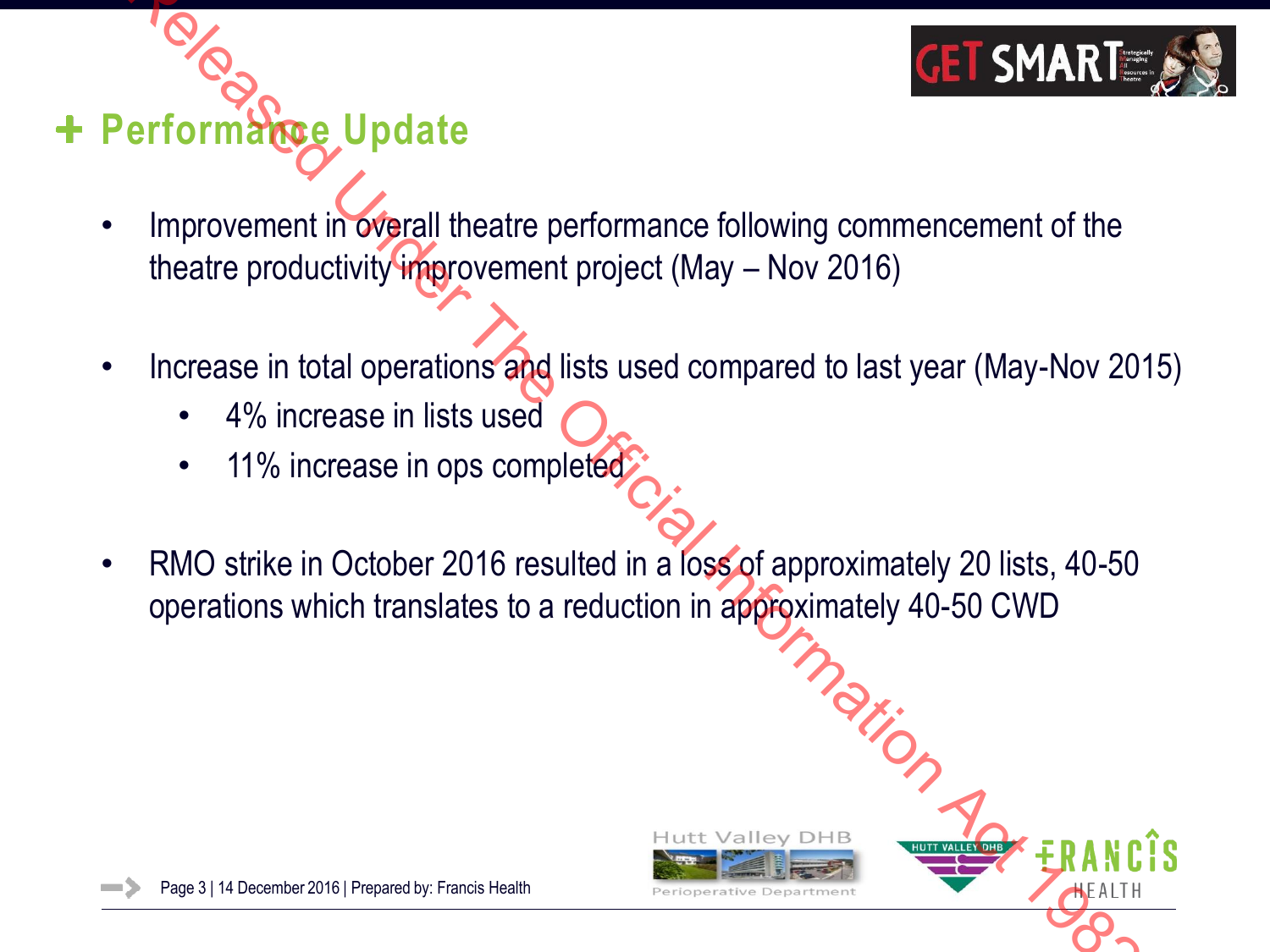## + Performance Update

- Improvement in overall theatre performance following commencement of the theatre productivity improvement project (May – Nov 2016)

- Increase in total operations and lists used compared to last year (May-Nov 2015)
  - 4% increase in lists used
  - 11% increase in ops completed

- RMO strike in October 2016 resulted in a loss of approximately 20 lists, 40-50 operations which translates to a reduction in approximately 40-50 CWD

Released Under The Official Information Act 1982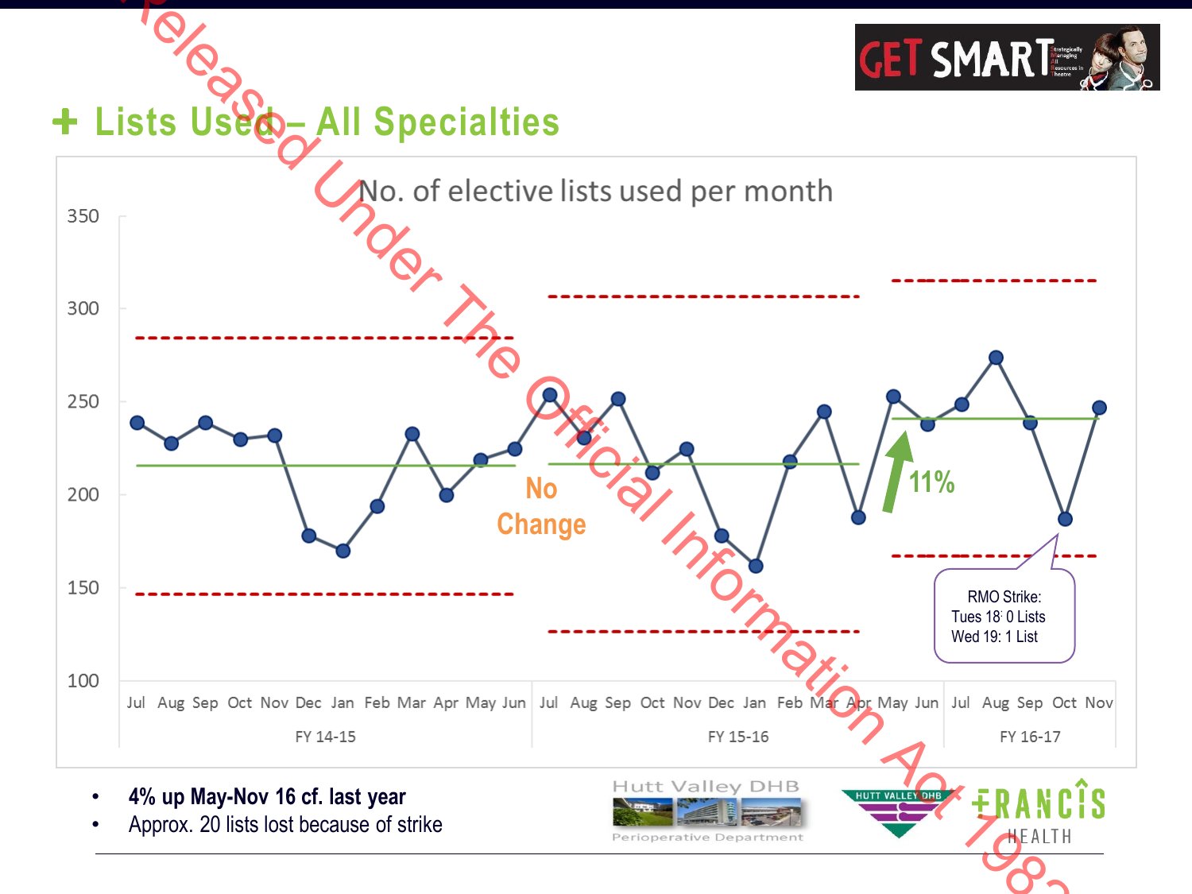# + Lists Used – All Specialties

No. of elective lists used per month

No Change

11%

RMO Strike:
Tues 18: 0 Lists
Wed 19: 1 List

- **4% up May-Nov 16 cf. last year**
- Approx. 20 lists lost because of strike

Released Under The Official Information Act 1982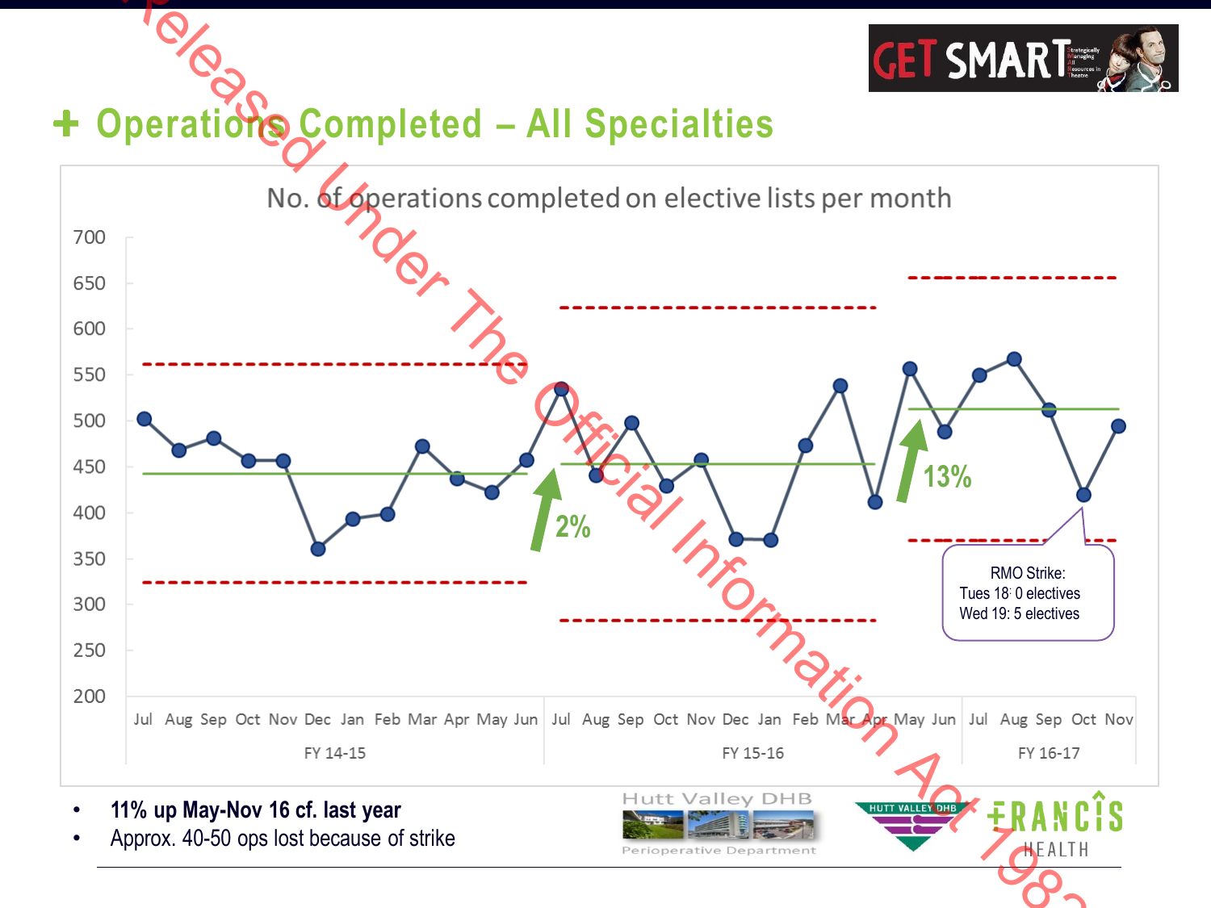# + Operations Completed – All Specialties

No. of operations completed on elective lists per month

RMO Strike:
Tues 18: 0 electives
Wed 19: 5 electives

- **11% up May-Nov 16 cf. last year**
- Approx. 40-50 ops lost because of strike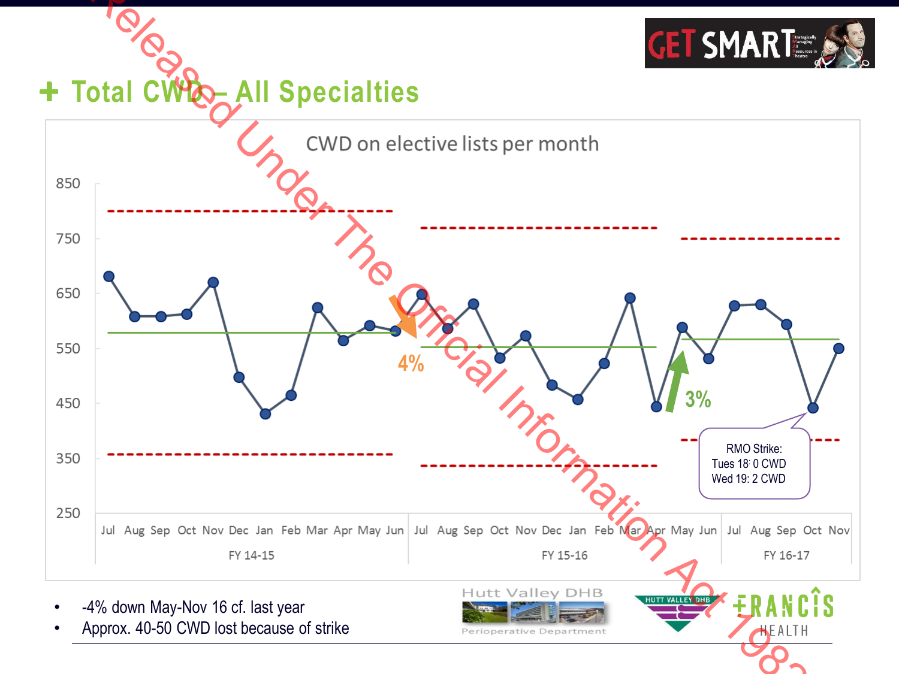# + Total CWD – All Specialties

## CWD on elective lists per month

- -4% down May-Nov 16 cf. last year
- Approx. 40-50 CWD lost because of strike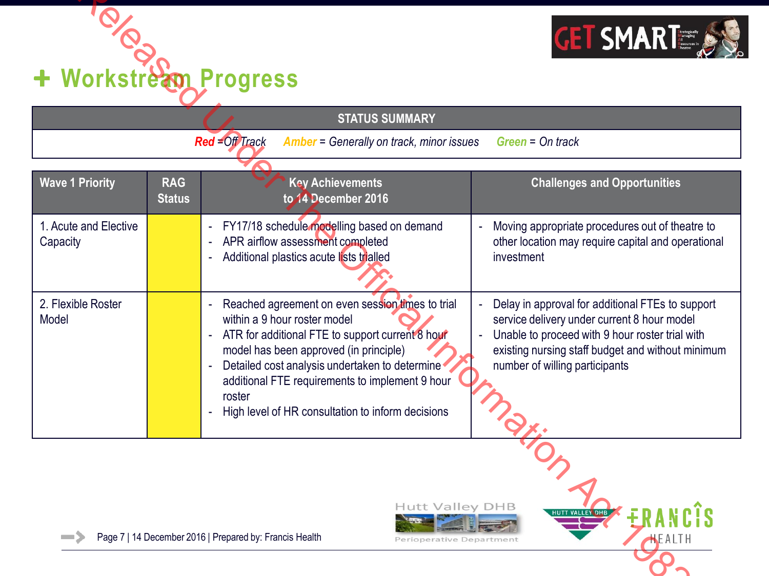# Workstream Progress

| STATUS SUMMARY |
|---|
| *Red = Off Track*  *Amber = Generally on track, minor issues*  *Green = On track* |

| Wave 1 Priority | RAG Status | Key Achievements to 14 December 2016 | Challenges and Opportunities |
|---|---|---|---|
| 1. Acute and Elective Capacity | Yellow | - FY17/18 schedule modelling based on demand<br>- APR airflow assessment completed<br>- Additional plastics acute lists trialled | - Moving appropriate procedures out of theatre to other location may require capital and operational investment |
| 2. Flexible Roster Model | Yellow | - Reached agreement on even session times to trial within a 9 hour roster model<br>- ATR for additional FTE to support current 8 hour model has been approved (in principle)<br>- Detailed cost analysis undertaken to determine additional FTE requirements to implement 9 hour roster<br>- High level of HR consultation to inform decisions | - Delay in approval for additional FTEs to support service delivery under current 8 hour model<br>- Unable to proceed with 9 hour roster trial with existing nursing staff budget and without minimum number of willing participants |

Page 7 | 14 December 2016 | Prepared by: Francis Health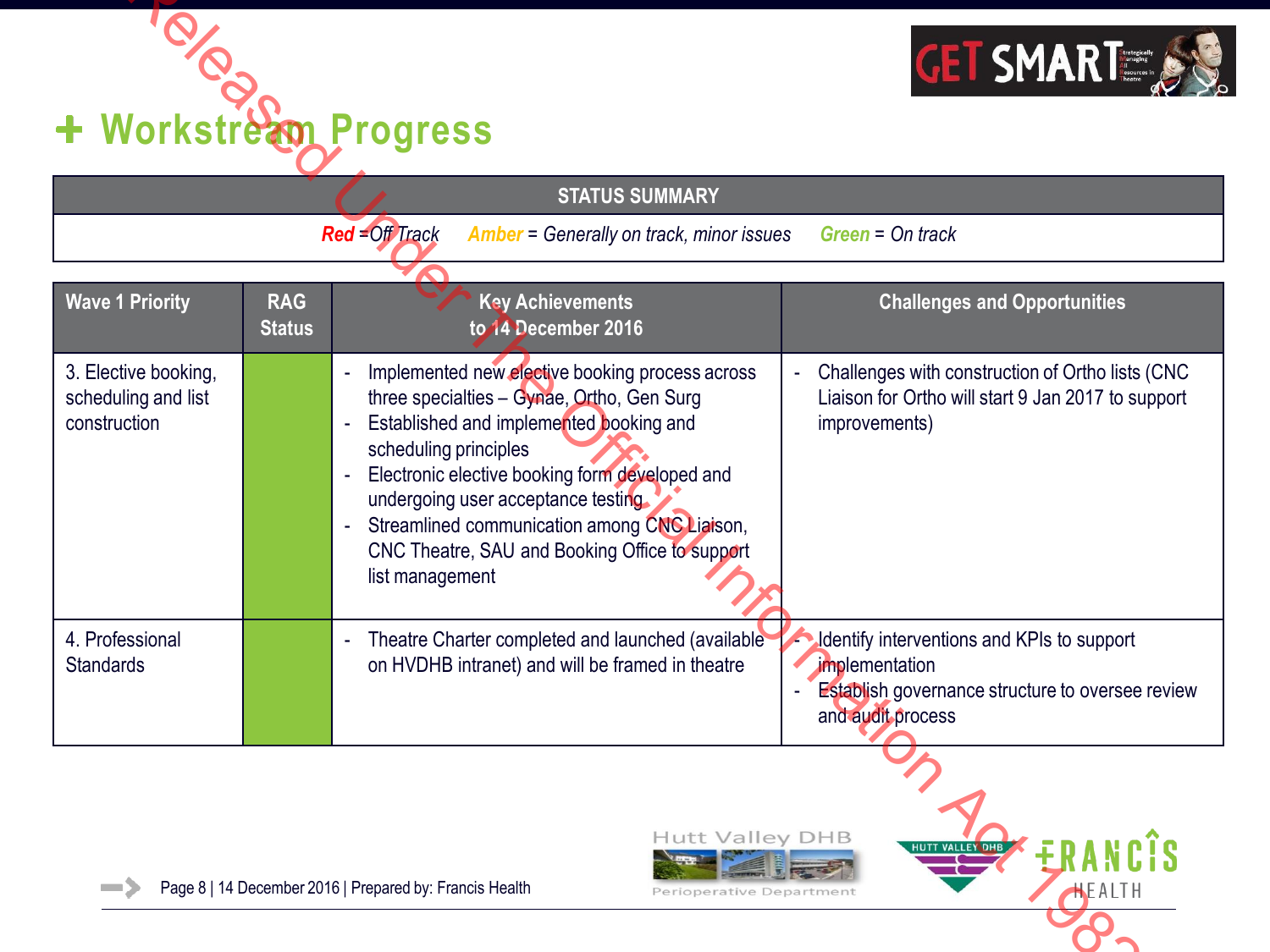# + Workstream Progress

| STATUS SUMMARY |
|---|
| ***Red*** *=Off Track* ***Amber*** *= Generally on track, minor issues* ***Green*** *= On track* |

| Wave 1 Priority | RAG Status | Key Achievements to 14 December 2016 | Challenges and Opportunities |
|---|---|---|---|
| 3. Elective booking, scheduling and list construction | Green | - Implemented new elective booking process across three specialties – Gynae, Ortho, Gen Surg<br>- Established and implemented booking and scheduling principles<br>- Electronic elective booking form developed and undergoing user acceptance testing<br>- Streamlined communication among CNC Liaison, CNC Theatre, SAU and Booking Office to support list management | - Challenges with construction of Ortho lists (CNC Liaison for Ortho will start 9 Jan 2017 to support improvements) |
| 4. Professional Standards | Green | - Theatre Charter completed and launched (available on HVDHB intranet) and will be framed in theatre | - Identify interventions and KPIs to support implementation<br>- Establish governance structure to oversee review and audit process |

Page 8 | 14 December 2016 | Prepared by: Francis Health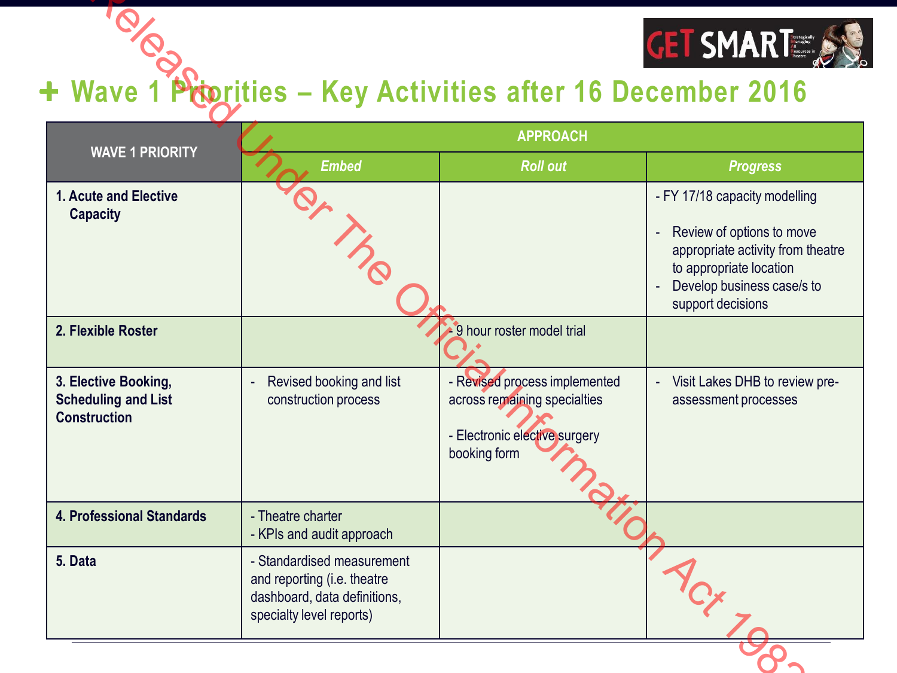# + Wave 1 Priorities – Key Activities after 16 December 2016

| WAVE 1 PRIORITY | APPROACH | | |
|---|---|---|---|
| | *Embed* | *Roll out* | *Progress* |
| **1. Acute and Elective Capacity** | | | - FY 17/18 capacity modelling<br>- Review of options to move appropriate activity from theatre to appropriate location<br>- Develop business case/s to support decisions |
| **2. Flexible Roster** | | - 9 hour roster model trial | |
| **3. Elective Booking, Scheduling and List Construction** | - Revised booking and list construction process | - Revised process implemented across remaining specialties<br>- Electronic elective surgery booking form | - Visit Lakes DHB to review pre-assessment processes |
| **4. Professional Standards** | - Theatre charter<br>- KPIs and audit approach | | |
| **5. Data** | - Standardised measurement and reporting (i.e. theatre dashboard, data definitions, specialty level reports) | | |

Released Under The Official Information Act 1982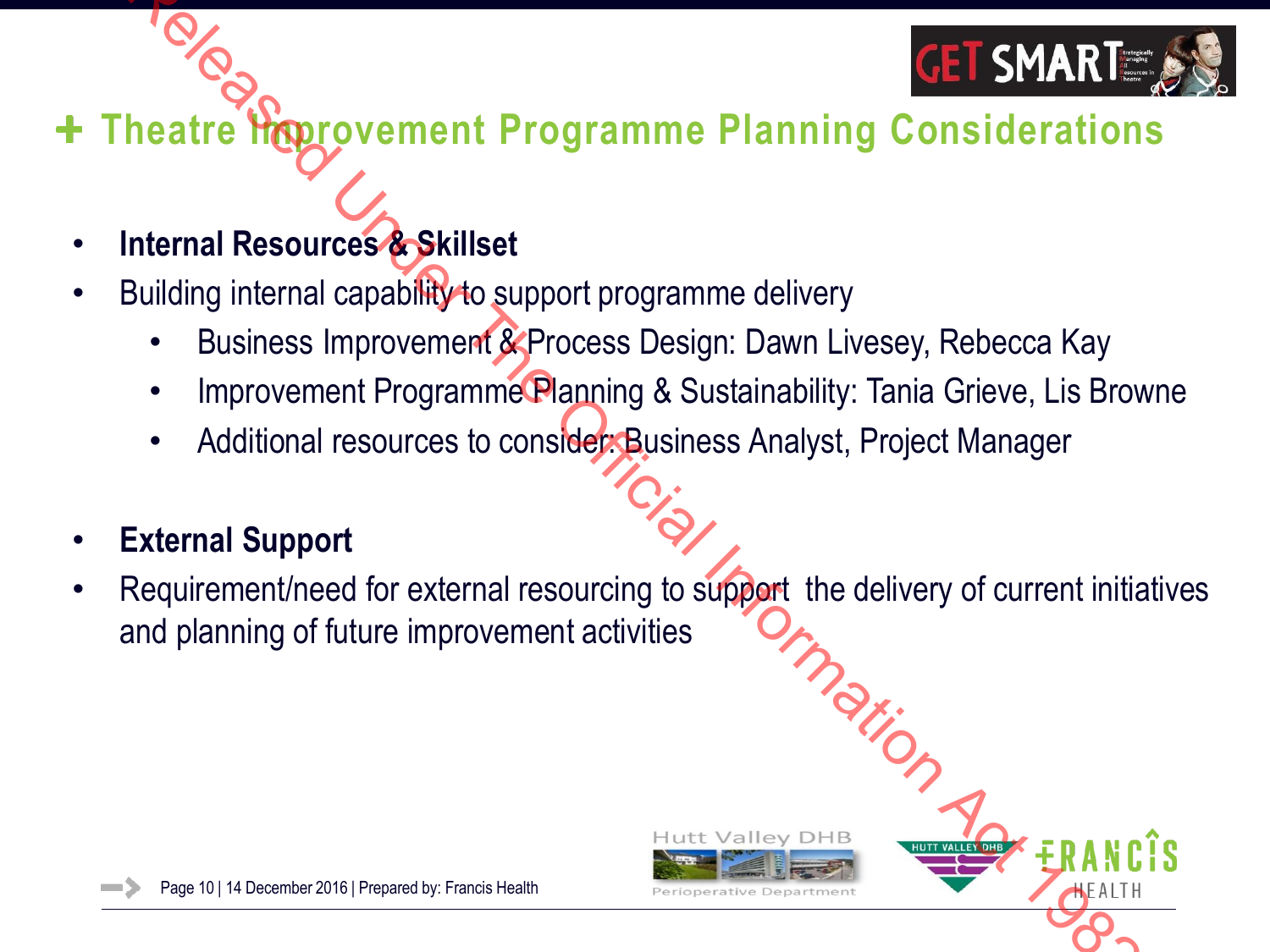# + Theatre Improvement Programme Planning Considerations

- **Internal Resources & Skillset**
- Building internal capability to support programme delivery
  - Business Improvement & Process Design: Dawn Livesey, Rebecca Kay
  - Improvement Programme Planning & Sustainability: Tania Grieve, Lis Browne
  - Additional resources to consider: Business Analyst, Project Manager

- **External Support**
- Requirement/need for external resourcing to support the delivery of current initiatives and planning of future improvement activities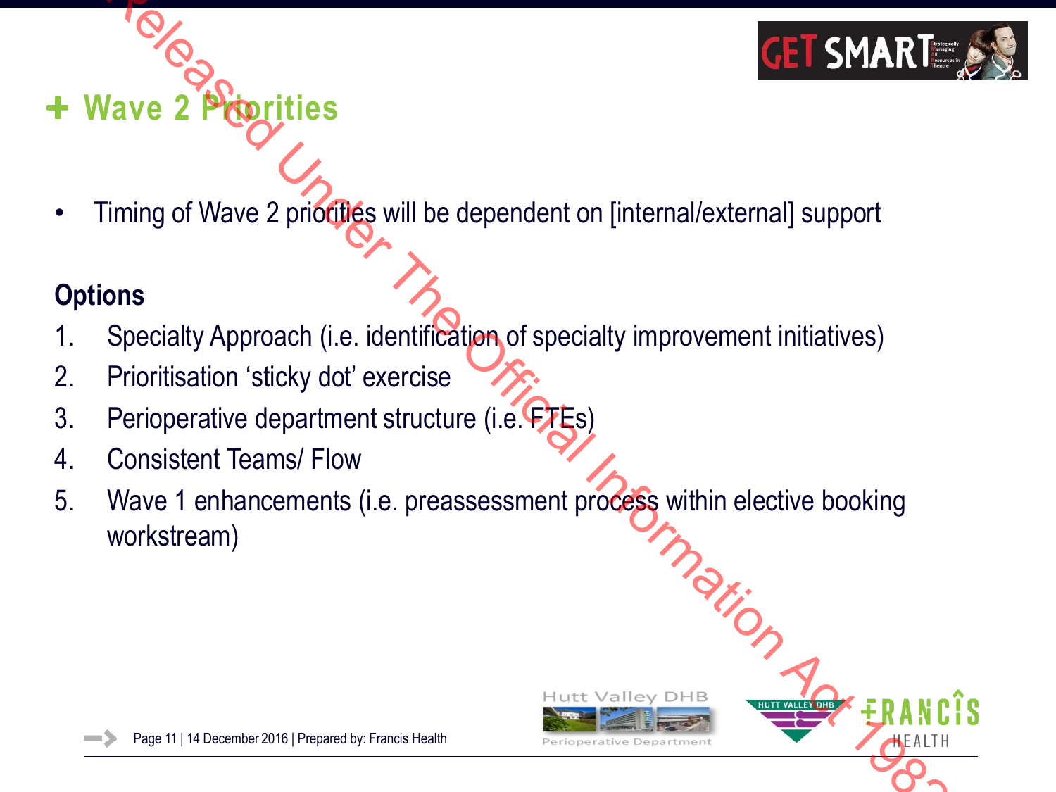## + Wave 2 Priorities

- Timing of Wave 2 priorities will be dependent on [internal/external] support

**Options**

1. Specialty Approach (i.e. identification of specialty improvement initiatives)
2. Prioritisation 'sticky dot' exercise
3. Perioperative department structure (i.e. FTEs)
4. Consistent Teams/ Flow
5. Wave 1 enhancements (i.e. preassessment process within elective booking workstream)

Page 11 | 14 December 2016 | Prepared by: Francis Health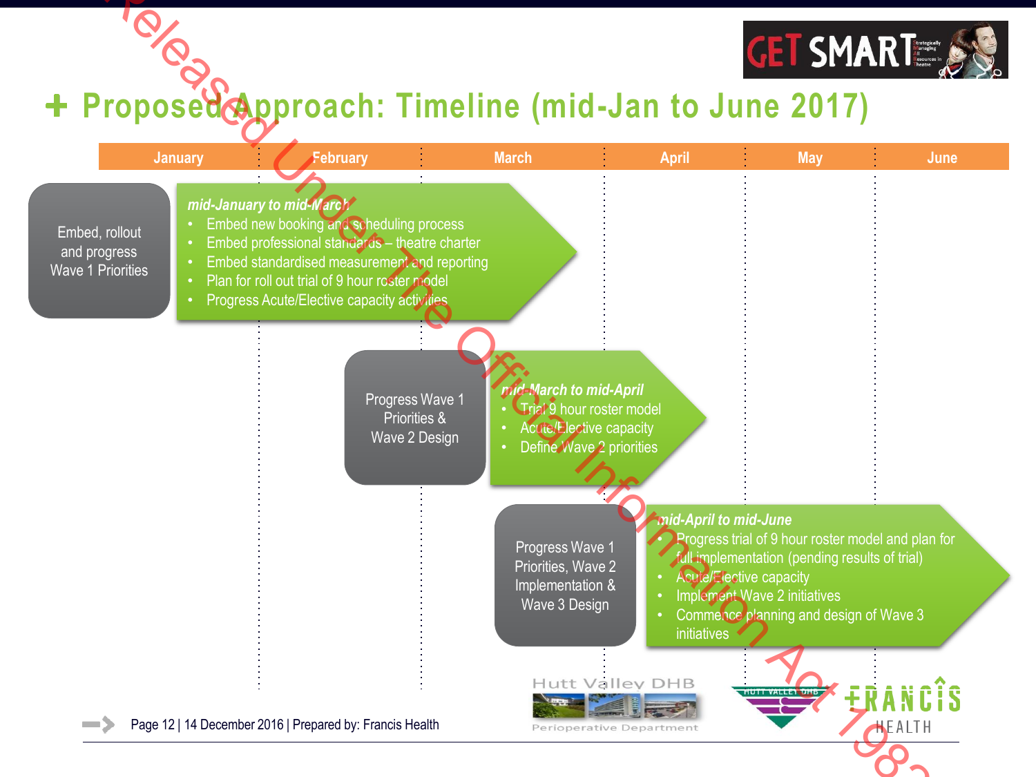# Proposed Approach: Timeline (mid-Jan to June 2017)

| January | February | March | April | May | June |
|---|---|---|---|---|---|

**Embed, rollout and progress Wave 1 Priorities**

*mid-January to mid-March*

- Embed new booking and scheduling process
- Embed professional standards – theatre charter
- Embed standardised measurement and reporting
- Plan for roll out trial of 9 hour roster model
- Progress Acute/Elective capacity activities

**Progress Wave 1 Priorities & Wave 2 Design**

*mid-March to mid-April*

- Trial 9 hour roster model
- Acute/Elective capacity
- Define Wave 2 priorities

**Progress Wave 1 Priorities, Wave 2 Implementation & Wave 3 Design**

*mid-April to mid-June*

- Progress trial of 9 hour roster model and plan for full implementation (pending results of trial)
- Acute/Elective capacity
- Implement Wave 2 initiatives
- Commence planning and design of Wave 3 initiatives

Page 12 | 14 December 2016 | Prepared by: Francis Health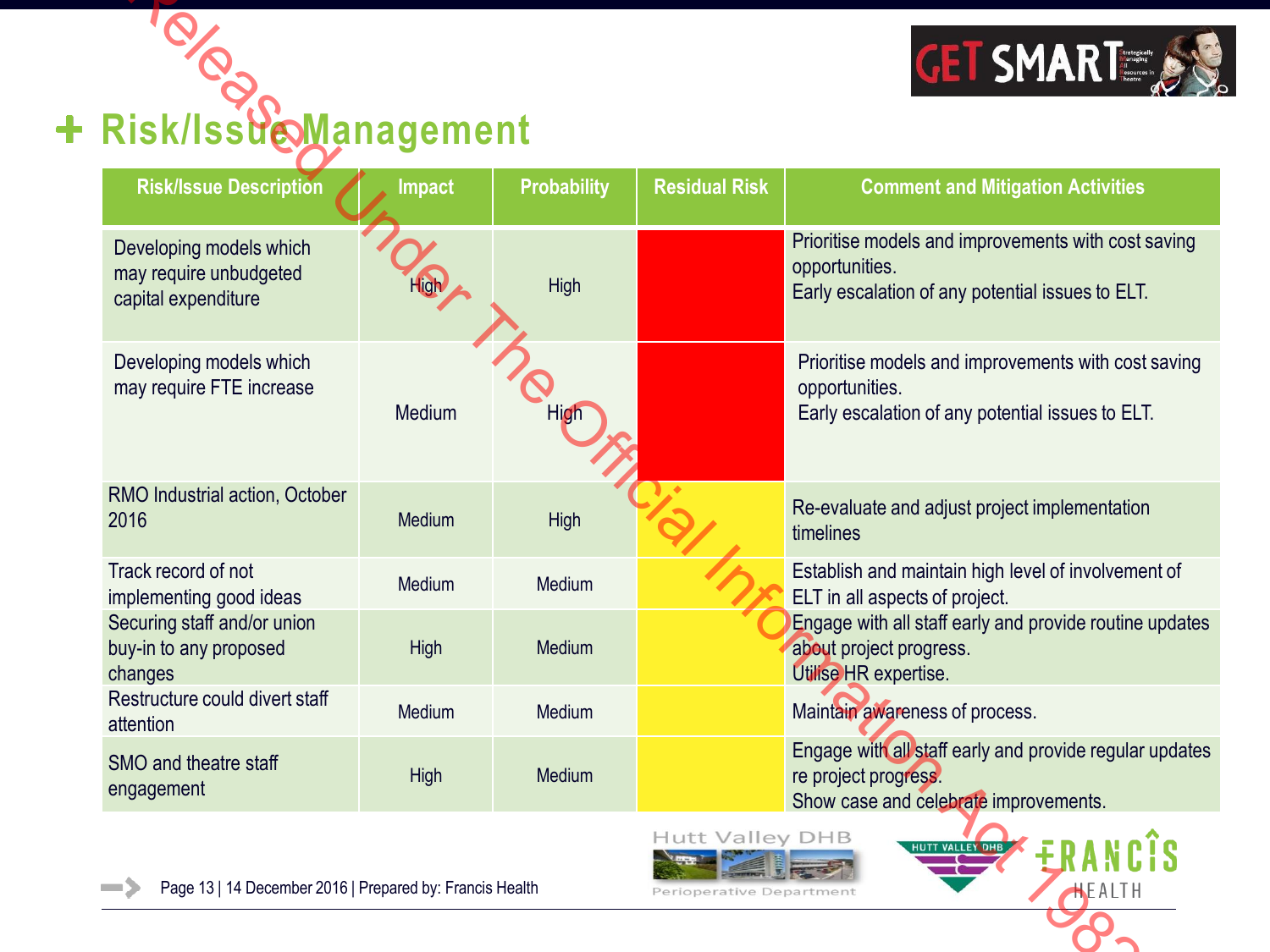# Risk/Issue Management

| Risk/Issue Description | Impact | Probability | Residual Risk | Comment and Mitigation Activities |
|---|---|---|---|---|
| Developing models which may require unbudgeted capital expenditure | High | High | | Prioritise models and improvements with cost saving opportunities. Early escalation of any potential issues to ELT. |
| Developing models which may require FTE increase | Medium | High | | Prioritise models and improvements with cost saving opportunities. Early escalation of any potential issues to ELT. |
| RMO Industrial action, October 2016 | Medium | High | | Re-evaluate and adjust project implementation timelines |
| Track record of not implementing good ideas | Medium | Medium | | Establish and maintain high level of involvement of ELT in all aspects of project. |
| Securing staff and/or union buy-in to any proposed changes | High | Medium | | Engage with all staff early and provide routine updates about project progress. Utilise HR expertise. |
| Restructure could divert staff attention | Medium | Medium | | Maintain awareness of process. |
| SMO and theatre staff engagement | High | Medium | | Engage with all staff early and provide regular updates re project progress. Show case and celebrate improvements. |

Page 13 | 14 December 2016 | Prepared by: Francis Health